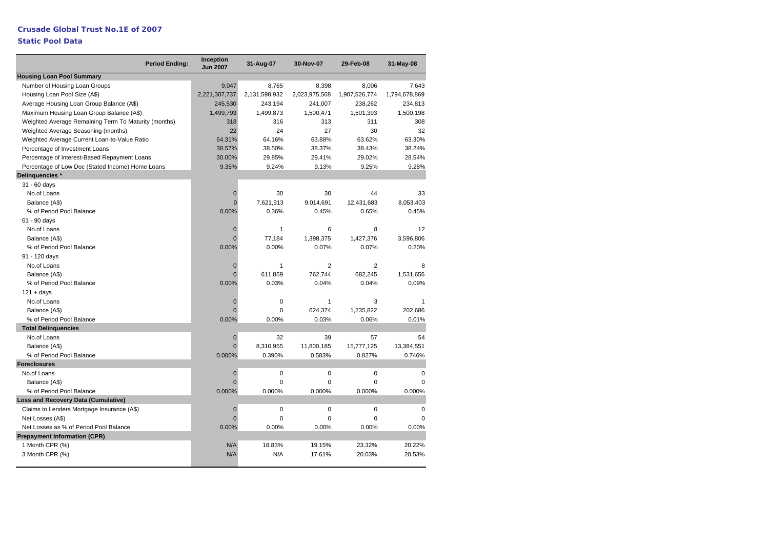# Crusade Global Trust No.1E of 2007

## Static Pool Data

| Period Ending: | Inception Jun 2007 | 31-Aug-07 | 30-Nov-07 | 29-Feb-08 | 31-May-08 |
|---|---|---|---|---|---|
| **Housing Loan Pool Summary** | | | | | |
| Number of Housing Loan Groups | 9,047 | 8,765 | 8,398 | 8,006 | 7,643 |
| Housing Loan Pool Size (A$) | 2,221,307,737 | 2,131,598,932 | 2,023,975,568 | 1,907,526,774 | 1,794,678,869 |
| Average Housing Loan Group Balance (A$) | 245,530 | 243,194 | 241,007 | 238,262 | 234,813 |
| Maximum Housing Loan Group Balance (A$) | 1,499,793 | 1,499,873 | 1,500,471 | 1,501,393 | 1,500,198 |
| Weighted Average Remaining Term To Maturity (months) | 318 | 316 | 313 | 311 | 308 |
| Weighted Average Seasoning (months) | 22 | 24 | 27 | 30 | 32 |
| Weighted Average Current Loan-to-Value Ratio | 64.31% | 64.16% | 63.88% | 63.62% | 63.30% |
| Percentage of Investment Loans | 38.57% | 38.50% | 38.37% | 38.43% | 38.24% |
| Percentage of Interest-Based Repayment Loans | 30.00% | 29.85% | 29.41% | 29.02% | 28.54% |
| Percentage of Low Doc (Stated Income) Home Loans | 9.35% | 9.24% | 9.13% | 9.25% | 9.28% |
| **Delinquencies *** | | | | | |
| 31 - 60 days | | | | | |
| No.of Loans | 0 | 30 | 30 | 44 | 33 |
| Balance (A$) | 0 | 7,621,913 | 9,014,691 | 12,431,683 | 8,053,403 |
| % of Period Pool Balance | 0.00% | 0.36% | 0.45% | 0.65% | 0.45% |
| 61 - 90 days | | | | | |
| No.of Loans | 0 | 1 | 6 | 8 | 12 |
| Balance (A$) | 0 | 77,184 | 1,398,375 | 1,427,376 | 3,596,806 |
| % of Period Pool Balance | 0.00% | 0.00% | 0.07% | 0.07% | 0.20% |
| 91 - 120 days | | | | | |
| No.of Loans | 0 | 1 | 2 | 2 | 8 |
| Balance (A$) | 0 | 611,859 | 762,744 | 682,245 | 1,531,656 |
| % of Period Pool Balance | 0.00% | 0.03% | 0.04% | 0.04% | 0.09% |
| 121 + days | | | | | |
| No.of Loans | 0 | 0 | 1 | 3 | 1 |
| Balance (A$) | 0 | 0 | 624,374 | 1,235,822 | 202,686 |
| % of Period Pool Balance | 0.00% | 0.00% | 0.03% | 0.06% | 0.01% |
| **Total Delinquencies** | | | | | |
| No.of Loans | 0 | 32 | 39 | 57 | 54 |
| Balance (A$) | 0 | 8,310,955 | 11,800,185 | 15,777,125 | 13,384,551 |
| % of Period Pool Balance | 0.000% | 0.390% | 0.583% | 0.827% | 0.746% |
| **Foreclosures** | | | | | |
| No.of Loans | 0 | 0 | 0 | 0 | 0 |
| Balance (A$) | 0 | 0 | 0 | 0 | 0 |
| % of Period Pool Balance | 0.000% | 0.000% | 0.000% | 0.000% | 0.000% |
| **Loss and Recovery Data (Cumulative)** | | | | | |
| Claims to Lenders Mortgage Insurance (A$) | 0 | 0 | 0 | 0 | 0 |
| Net Losses (A$) | 0 | 0 | 0 | 0 | 0 |
| Net Losses as % of Period Pool Balance | 0.00% | 0.00% | 0.00% | 0.00% | 0.00% |
| **Prepayment Information (CPR)** | | | | | |
| 1 Month CPR (%) | N/A | 18.83% | 19.15% | 23.32% | 20.22% |
| 3 Month CPR (%) | N/A | N/A | 17.61% | 20.03% | 20.53% |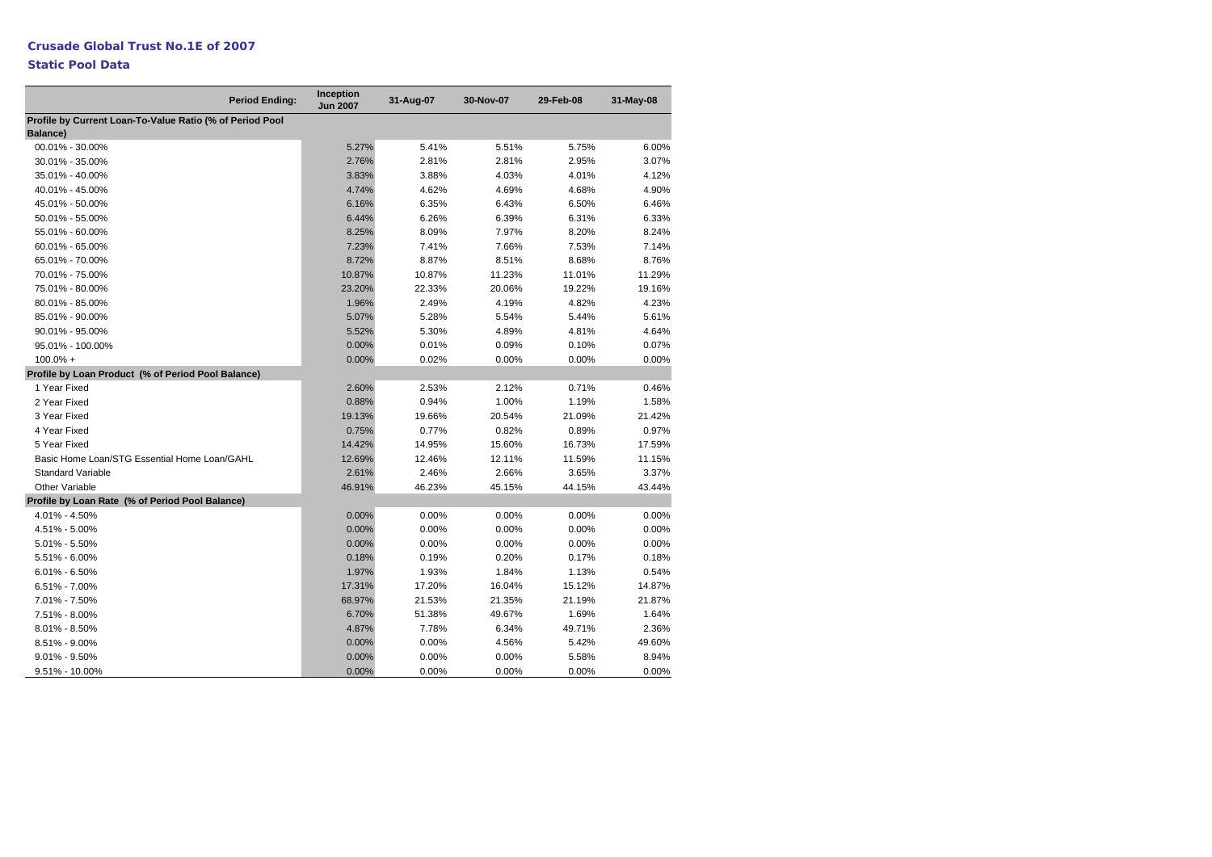# Crusade Global Trust No.1E of 2007

## Static Pool Data

| Period Ending: | Inception Jun 2007 | 31-Aug-07 | 30-Nov-07 | 29-Feb-08 | 31-May-08 |
|---|---|---|---|---|---|
| **Profile by Current Loan-To-Value Ratio (% of Period Pool Balance)** | | | | | |
| 00.01% - 30.00% | 5.27% | 5.41% | 5.51% | 5.75% | 6.00% |
| 30.01% - 35.00% | 2.76% | 2.81% | 2.81% | 2.95% | 3.07% |
| 35.01% - 40.00% | 3.83% | 3.88% | 4.03% | 4.01% | 4.12% |
| 40.01% - 45.00% | 4.74% | 4.62% | 4.69% | 4.68% | 4.90% |
| 45.01% - 50.00% | 6.16% | 6.35% | 6.43% | 6.50% | 6.46% |
| 50.01% - 55.00% | 6.44% | 6.26% | 6.39% | 6.31% | 6.33% |
| 55.01% - 60.00% | 8.25% | 8.09% | 7.97% | 8.20% | 8.24% |
| 60.01% - 65.00% | 7.23% | 7.41% | 7.66% | 7.53% | 7.14% |
| 65.01% - 70.00% | 8.72% | 8.87% | 8.51% | 8.68% | 8.76% |
| 70.01% - 75.00% | 10.87% | 10.87% | 11.23% | 11.01% | 11.29% |
| 75.01% - 80.00% | 23.20% | 22.33% | 20.06% | 19.22% | 19.16% |
| 80.01% - 85.00% | 1.96% | 2.49% | 4.19% | 4.82% | 4.23% |
| 85.01% - 90.00% | 5.07% | 5.28% | 5.54% | 5.44% | 5.61% |
| 90.01% - 95.00% | 5.52% | 5.30% | 4.89% | 4.81% | 4.64% |
| 95.01% - 100.00% | 0.00% | 0.01% | 0.09% | 0.10% | 0.07% |
| 100.0% + | 0.00% | 0.02% | 0.00% | 0.00% | 0.00% |
| **Profile by Loan Product (% of Period Pool Balance)** | | | | | |
| 1 Year Fixed | 2.60% | 2.53% | 2.12% | 0.71% | 0.46% |
| 2 Year Fixed | 0.88% | 0.94% | 1.00% | 1.19% | 1.58% |
| 3 Year Fixed | 19.13% | 19.66% | 20.54% | 21.09% | 21.42% |
| 4 Year Fixed | 0.75% | 0.77% | 0.82% | 0.89% | 0.97% |
| 5 Year Fixed | 14.42% | 14.95% | 15.60% | 16.73% | 17.59% |
| Basic Home Loan/STG Essential Home Loan/GAHL | 12.69% | 12.46% | 12.11% | 11.59% | 11.15% |
| Standard Variable | 2.61% | 2.46% | 2.66% | 3.65% | 3.37% |
| Other Variable | 46.91% | 46.23% | 45.15% | 44.15% | 43.44% |
| **Profile by Loan Rate (% of Period Pool Balance)** | | | | | |
| 4.01% - 4.50% | 0.00% | 0.00% | 0.00% | 0.00% | 0.00% |
| 4.51% - 5.00% | 0.00% | 0.00% | 0.00% | 0.00% | 0.00% |
| 5.01% - 5.50% | 0.00% | 0.00% | 0.00% | 0.00% | 0.00% |
| 5.51% - 6.00% | 0.18% | 0.19% | 0.20% | 0.17% | 0.18% |
| 6.01% - 6.50% | 1.97% | 1.93% | 1.84% | 1.13% | 0.54% |
| 6.51% - 7.00% | 17.31% | 17.20% | 16.04% | 15.12% | 14.87% |
| 7.01% - 7.50% | 68.97% | 21.53% | 21.35% | 21.19% | 21.87% |
| 7.51% - 8.00% | 6.70% | 51.38% | 49.67% | 1.69% | 1.64% |
| 8.01% - 8.50% | 4.87% | 7.78% | 6.34% | 49.71% | 2.36% |
| 8.51% - 9.00% | 0.00% | 0.00% | 4.56% | 5.42% | 49.60% |
| 9.01% - 9.50% | 0.00% | 0.00% | 0.00% | 5.58% | 8.94% |
| 9.51% - 10.00% | 0.00% | 0.00% | 0.00% | 0.00% | 0.00% |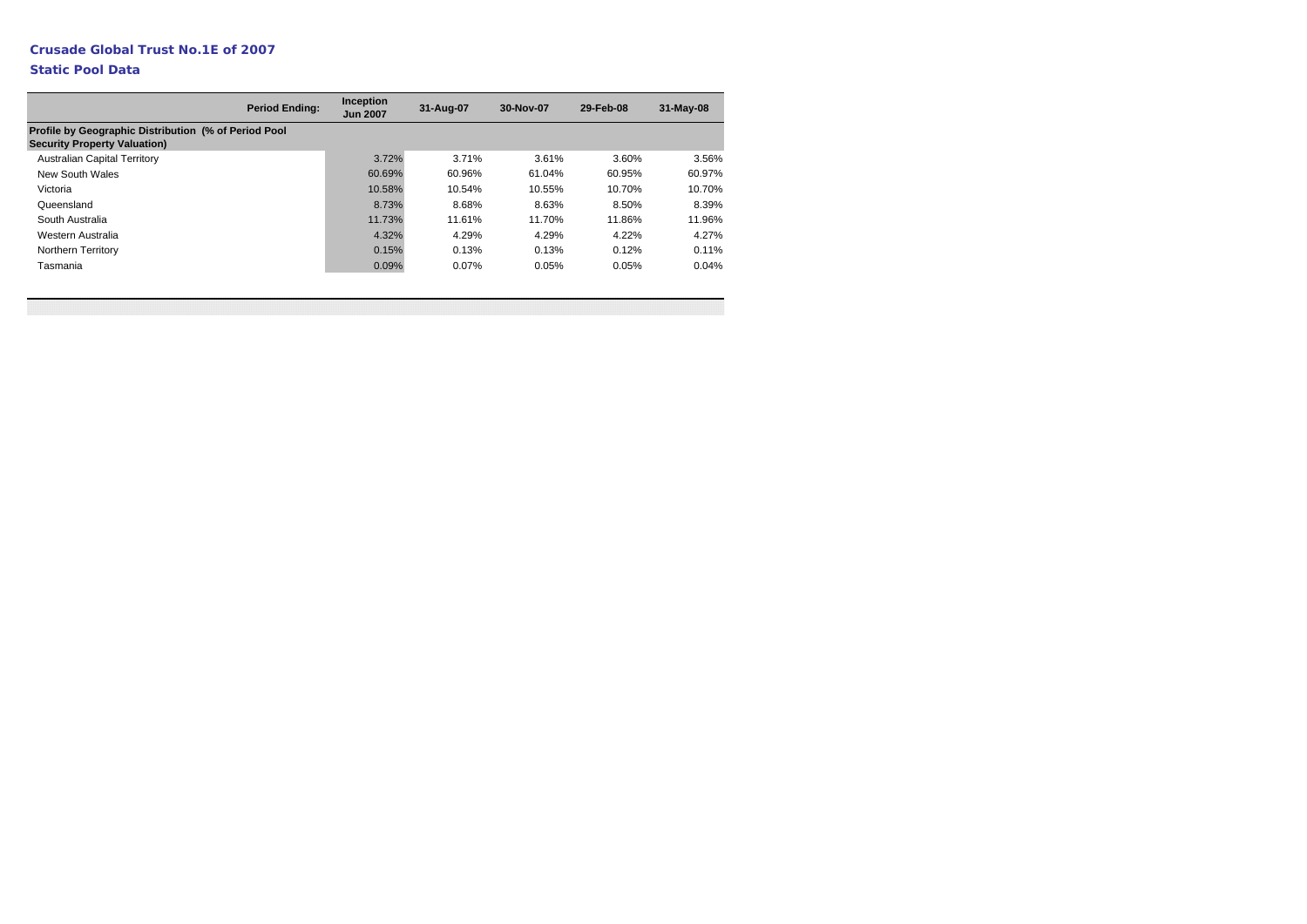## Crusade Global Trust No.1E of 2007

### Static Pool Data

| Period Ending: | Inception Jun 2007 | 31-Aug-07 | 30-Nov-07 | 29-Feb-08 | 31-May-08 |
|---|---|---|---|---|---|
| **Profile by Geographic Distribution (% of Period Pool Security Property Valuation)** | | | | | |
| Australian Capital Territory | 3.72% | 3.71% | 3.61% | 3.60% | 3.56% |
| New South Wales | 60.69% | 60.96% | 61.04% | 60.95% | 60.97% |
| Victoria | 10.58% | 10.54% | 10.55% | 10.70% | 10.70% |
| Queensland | 8.73% | 8.68% | 8.63% | 8.50% | 8.39% |
| South Australia | 11.73% | 11.61% | 11.70% | 11.86% | 11.96% |
| Western Australia | 4.32% | 4.29% | 4.29% | 4.22% | 4.27% |
| Northern Territory | 0.15% | 0.13% | 0.13% | 0.12% | 0.11% |
| Tasmania | 0.09% | 0.07% | 0.05% | 0.05% | 0.04% |